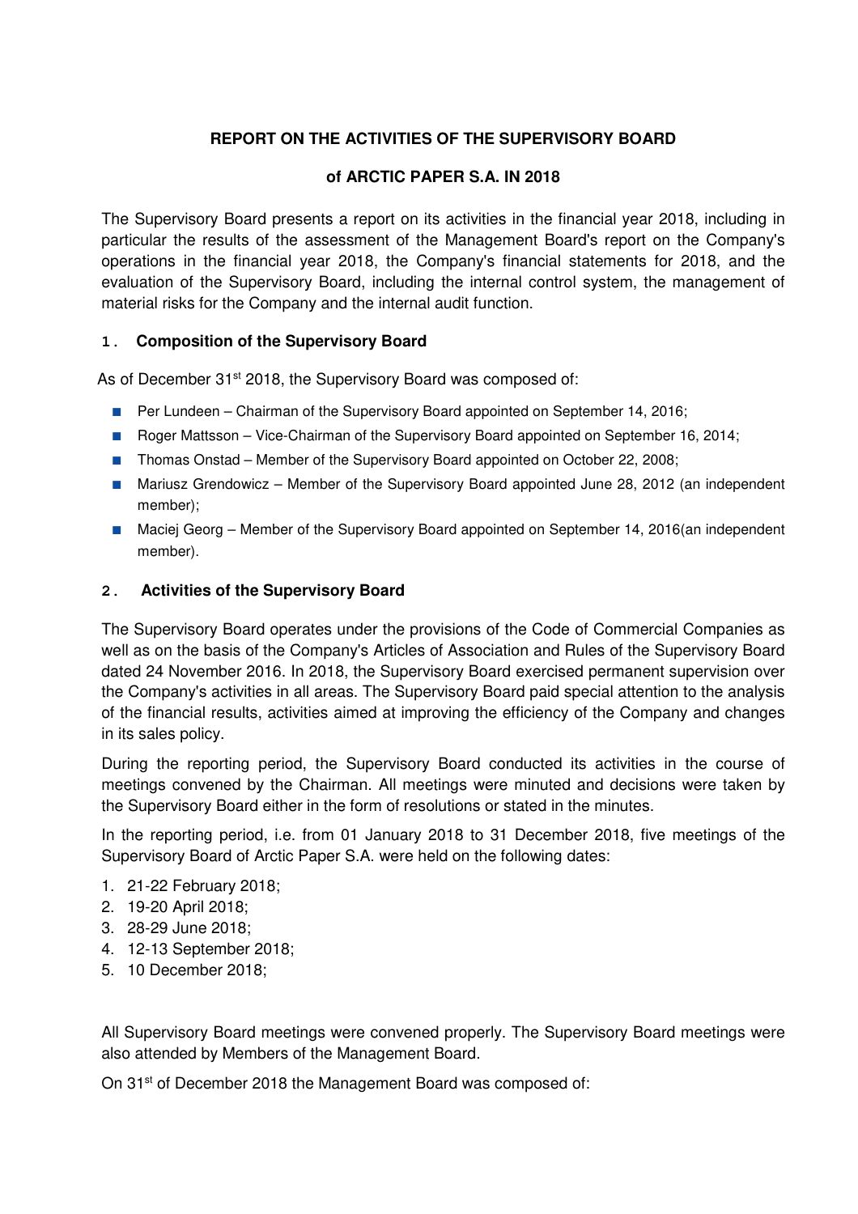# REPORT ON THE ACTIVITIES OF THE SUPERVISORY BOARD

## of ARCTIC PAPER S.A. IN 2018

The Supervisory Board presents a report on its activities in the financial year 2018, including in particular the results of the assessment of the Management Board's report on the Company's operations in the financial year 2018, the Company's financial statements for 2018, and the evaluation of the Supervisory Board, including the internal control system, the management of material risks for the Company and the internal audit function.

### 1. Composition of the Supervisory Board

As of December 31[st] 2018, the Supervisory Board was composed of:

- Per Lundeen – Chairman of the Supervisory Board appointed on September 14, 2016;
- Roger Mattsson – Vice-Chairman of the Supervisory Board appointed on September 16, 2014;
- Thomas Onstad – Member of the Supervisory Board appointed on October 22, 2008;
- Mariusz Grendowicz – Member of the Supervisory Board appointed June 28, 2012 (an independent member);
- Maciej Georg – Member of the Supervisory Board appointed on September 14, 2016(an independent member).

### 2. Activities of the Supervisory Board

The Supervisory Board operates under the provisions of the Code of Commercial Companies as well as on the basis of the Company's Articles of Association and Rules of the Supervisory Board dated 24 November 2016. In 2018, the Supervisory Board exercised permanent supervision over the Company's activities in all areas. The Supervisory Board paid special attention to the analysis of the financial results, activities aimed at improving the efficiency of the Company and changes in its sales policy.

During the reporting period, the Supervisory Board conducted its activities in the course of meetings convened by the Chairman. All meetings were minuted and decisions were taken by the Supervisory Board either in the form of resolutions or stated in the minutes.

In the reporting period, i.e. from 01 January 2018 to 31 December 2018, five meetings of the Supervisory Board of Arctic Paper S.A. were held on the following dates:

1. 21-22 February 2018;
2. 19-20 April 2018;
3. 28-29 June 2018;
4. 12-13 September 2018;
5. 10 December 2018;

All Supervisory Board meetings were convened properly. The Supervisory Board meetings were also attended by Members of the Management Board.

On 31[st] of December 2018 the Management Board was composed of: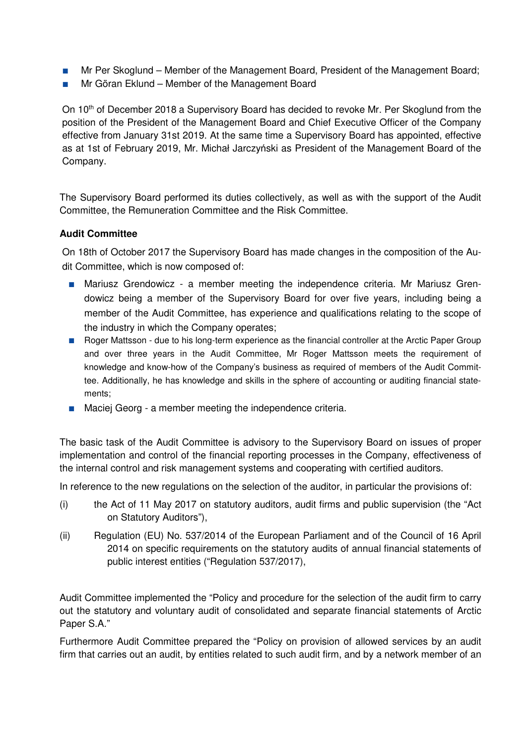- Mr Per Skoglund – Member of the Management Board, President of the Management Board;
- Mr Göran Eklund – Member of the Management Board

On 10th of December 2018 a Supervisory Board has decided to revoke Mr. Per Skoglund from the position of the President of the Management Board and Chief Executive Officer of the Company effective from January 31st 2019. At the same time a Supervisory Board has appointed, effective as at 1st of February 2019, Mr. Michał Jarczyński as President of the Management Board of the Company.

The Supervisory Board performed its duties collectively, as well as with the support of the Audit Committee, the Remuneration Committee and the Risk Committee.

**Audit Committee**

On 18th of October 2017 the Supervisory Board has made changes in the composition of the Audit Committee, which is now composed of:

- Mariusz Grendowicz - a member meeting the independence criteria. Mr Mariusz Grendowicz being a member of the Supervisory Board for over five years, including being a member of the Audit Committee, has experience and qualifications relating to the scope of the industry in which the Company operates;
- Roger Mattsson - due to his long-term experience as the financial controller at the Arctic Paper Group and over three years in the Audit Committee, Mr Roger Mattsson meets the requirement of knowledge and know-how of the Company's business as required of members of the Audit Committee. Additionally, he has knowledge and skills in the sphere of accounting or auditing financial statements;
- Maciej Georg - a member meeting the independence criteria.

The basic task of the Audit Committee is advisory to the Supervisory Board on issues of proper implementation and control of the financial reporting processes in the Company, effectiveness of the internal control and risk management systems and cooperating with certified auditors.

In reference to the new regulations on the selection of the auditor, in particular the provisions of:

(i) the Act of 11 May 2017 on statutory auditors, audit firms and public supervision (the "Act on Statutory Auditors"),

(ii) Regulation (EU) No. 537/2014 of the European Parliament and of the Council of 16 April 2014 on specific requirements on the statutory audits of annual financial statements of public interest entities ("Regulation 537/2017),

Audit Committee implemented the "Policy and procedure for the selection of the audit firm to carry out the statutory and voluntary audit of consolidated and separate financial statements of Arctic Paper S.A."

Furthermore Audit Committee prepared the "Policy on provision of allowed services by an audit firm that carries out an audit, by entities related to such audit firm, and by a network member of an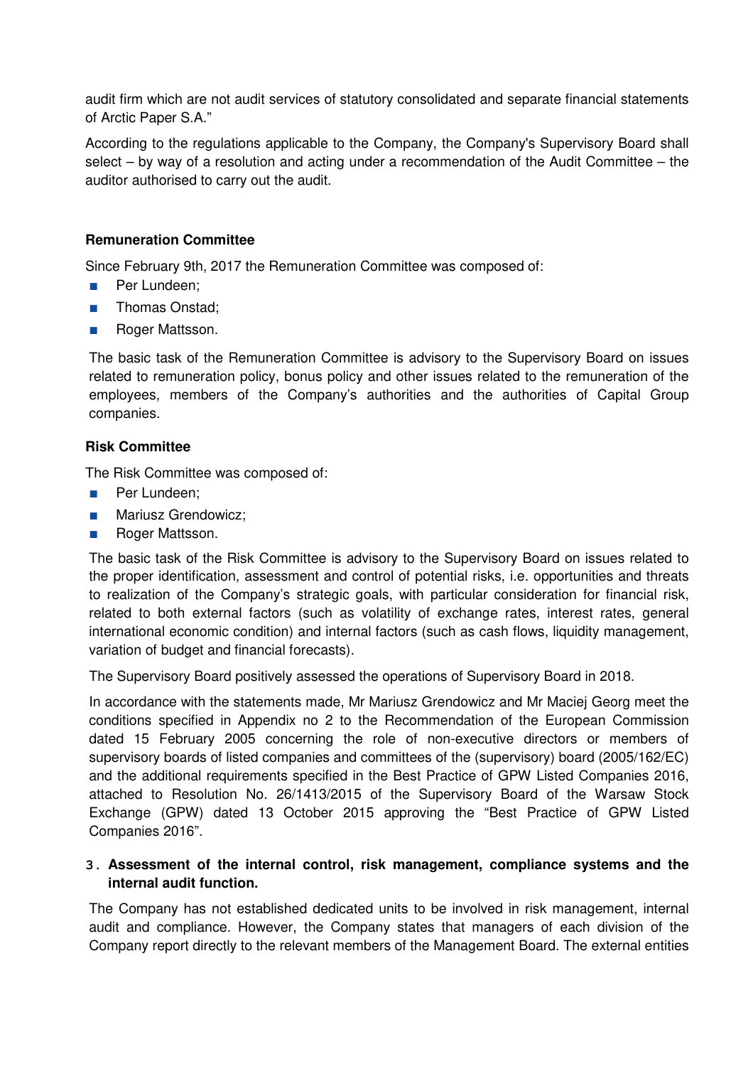audit firm which are not audit services of statutory consolidated and separate financial statements of Arctic Paper S.A."

According to the regulations applicable to the Company, the Company's Supervisory Board shall select – by way of a resolution and acting under a recommendation of the Audit Committee – the auditor authorised to carry out the audit.

**Remuneration Committee**

Since February 9th, 2017 the Remuneration Committee was composed of:

- Per Lundeen;
- Thomas Onstad;
- Roger Mattsson.

The basic task of the Remuneration Committee is advisory to the Supervisory Board on issues related to remuneration policy, bonus policy and other issues related to the remuneration of the employees, members of the Company's authorities and the authorities of Capital Group companies.

**Risk Committee**

The Risk Committee was composed of:

- Per Lundeen;
- Mariusz Grendowicz;
- Roger Mattsson.

The basic task of the Risk Committee is advisory to the Supervisory Board on issues related to the proper identification, assessment and control of potential risks, i.e. opportunities and threats to realization of the Company's strategic goals, with particular consideration for financial risk, related to both external factors (such as volatility of exchange rates, interest rates, general international economic condition) and internal factors (such as cash flows, liquidity management, variation of budget and financial forecasts).

The Supervisory Board positively assessed the operations of Supervisory Board in 2018.

In accordance with the statements made, Mr Mariusz Grendowicz and Mr Maciej Georg meet the conditions specified in Appendix no 2 to the Recommendation of the European Commission dated 15 February 2005 concerning the role of non-executive directors or members of supervisory boards of listed companies and committees of the (supervisory) board (2005/162/EC) and the additional requirements specified in the Best Practice of GPW Listed Companies 2016, attached to Resolution No. 26/1413/2015 of the Supervisory Board of the Warsaw Stock Exchange (GPW) dated 13 October 2015 approving the "Best Practice of GPW Listed Companies 2016".

**3. Assessment of the internal control, risk management, compliance systems and the internal audit function.**

The Company has not established dedicated units to be involved in risk management, internal audit and compliance. However, the Company states that managers of each division of the Company report directly to the relevant members of the Management Board. The external entities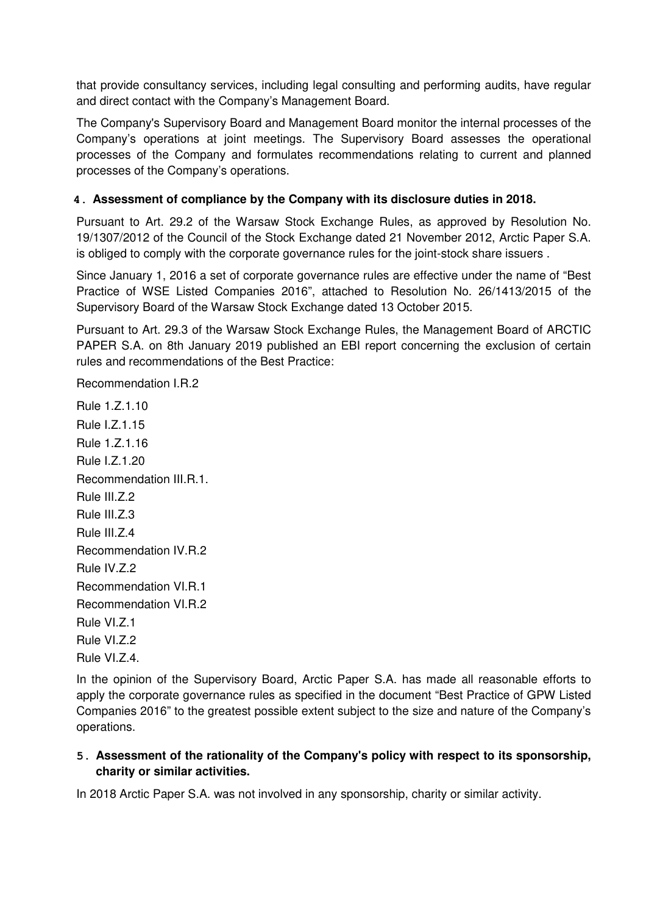that provide consultancy services, including legal consulting and performing audits, have regular and direct contact with the Company's Management Board.

The Company's Supervisory Board and Management Board monitor the internal processes of the Company's operations at joint meetings. The Supervisory Board assesses the operational processes of the Company and formulates recommendations relating to current and planned processes of the Company's operations.

## 4. Assessment of compliance by the Company with its disclosure duties in 2018.

Pursuant to Art. 29.2 of the Warsaw Stock Exchange Rules, as approved by Resolution No. 19/1307/2012 of the Council of the Stock Exchange dated 21 November 2012, Arctic Paper S.A. is obliged to comply with the corporate governance rules for the joint-stock share issuers .

Since January 1, 2016 a set of corporate governance rules are effective under the name of "Best Practice of WSE Listed Companies 2016", attached to Resolution No. 26/1413/2015 of the Supervisory Board of the Warsaw Stock Exchange dated 13 October 2015.

Pursuant to Art. 29.3 of the Warsaw Stock Exchange Rules, the Management Board of ARCTIC PAPER S.A. on 8th January 2019 published an EBI report concerning the exclusion of certain rules and recommendations of the Best Practice:

Recommendation I.R.2

Rule 1.Z.1.10
Rule I.Z.1.15
Rule 1.Z.1.16
Rule I.Z.1.20
Recommendation III.R.1.
Rule III.Z.2
Rule III.Z.3
Rule III.Z.4
Recommendation IV.R.2
Rule IV.Z.2
Recommendation VI.R.1
Recommendation VI.R.2
Rule VI.Z.1
Rule VI.Z.2
Rule VI.Z.4.

In the opinion of the Supervisory Board, Arctic Paper S.A. has made all reasonable efforts to apply the corporate governance rules as specified in the document "Best Practice of GPW Listed Companies 2016" to the greatest possible extent subject to the size and nature of the Company's operations.

## 5. Assessment of the rationality of the Company's policy with respect to its sponsorship, charity or similar activities.

In 2018 Arctic Paper S.A. was not involved in any sponsorship, charity or similar activity.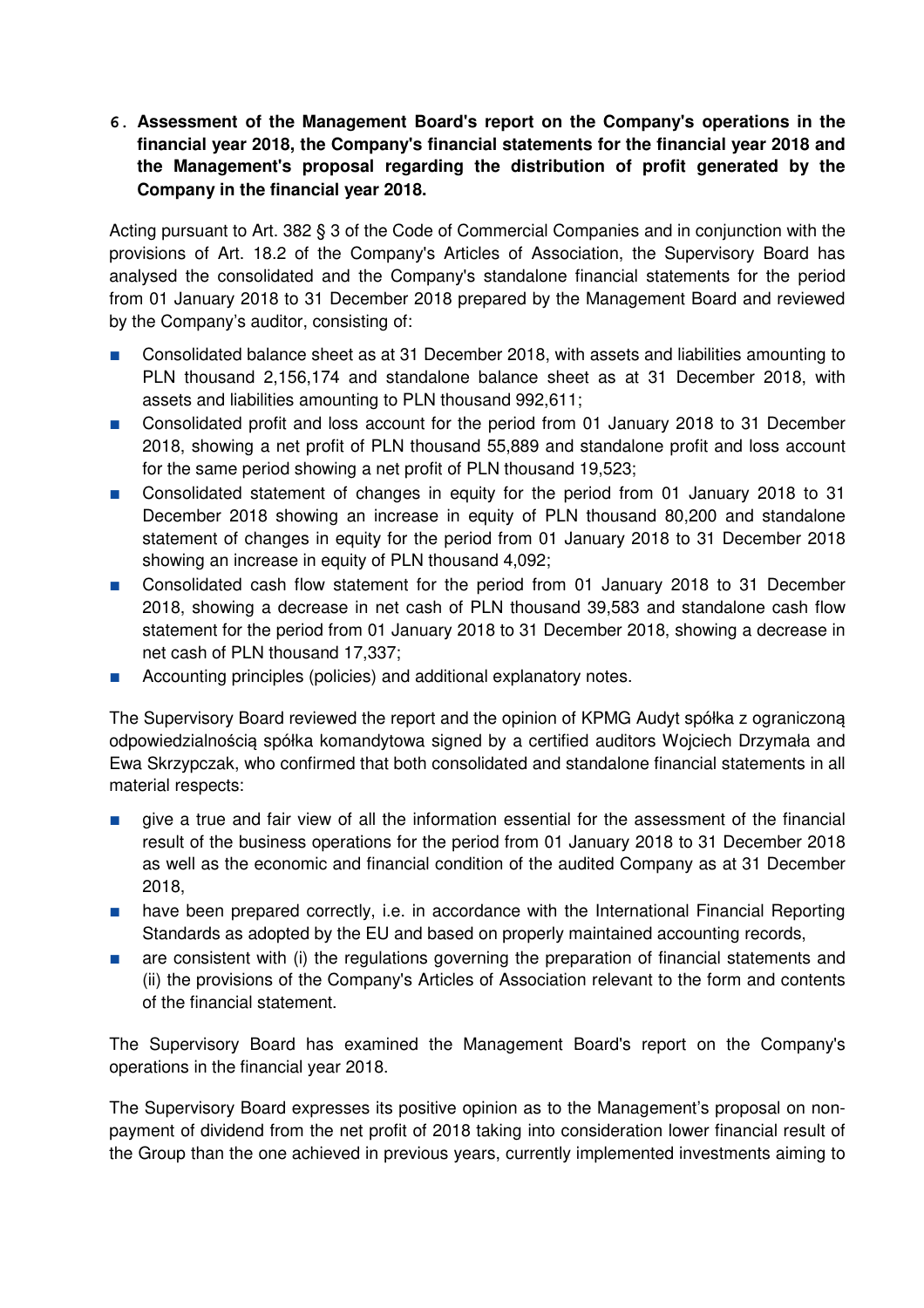**6. Assessment of the Management Board's report on the Company's operations in the financial year 2018, the Company's financial statements for the financial year 2018 and the Management's proposal regarding the distribution of profit generated by the Company in the financial year 2018.**

Acting pursuant to Art. 382 § 3 of the Code of Commercial Companies and in conjunction with the provisions of Art. 18.2 of the Company's Articles of Association, the Supervisory Board has analysed the consolidated and the Company's standalone financial statements for the period from 01 January 2018 to 31 December 2018 prepared by the Management Board and reviewed by the Company's auditor, consisting of:

- Consolidated balance sheet as at 31 December 2018, with assets and liabilities amounting to PLN thousand 2,156,174 and standalone balance sheet as at 31 December 2018, with assets and liabilities amounting to PLN thousand 992,611;
- Consolidated profit and loss account for the period from 01 January 2018 to 31 December 2018, showing a net profit of PLN thousand 55,889 and standalone profit and loss account for the same period showing a net profit of PLN thousand 19,523;
- Consolidated statement of changes in equity for the period from 01 January 2018 to 31 December 2018 showing an increase in equity of PLN thousand 80,200 and standalone statement of changes in equity for the period from 01 January 2018 to 31 December 2018 showing an increase in equity of PLN thousand 4,092;
- Consolidated cash flow statement for the period from 01 January 2018 to 31 December 2018, showing a decrease in net cash of PLN thousand 39,583 and standalone cash flow statement for the period from 01 January 2018 to 31 December 2018, showing a decrease in net cash of PLN thousand 17,337;
- Accounting principles (policies) and additional explanatory notes.

The Supervisory Board reviewed the report and the opinion of KPMG Audyt spółka z ograniczoną odpowiedzialnością spółka komandytowa signed by a certified auditors Wojciech Drzymała and Ewa Skrzypczak, who confirmed that both consolidated and standalone financial statements in all material respects:

- give a true and fair view of all the information essential for the assessment of the financial result of the business operations for the period from 01 January 2018 to 31 December 2018 as well as the economic and financial condition of the audited Company as at 31 December 2018,
- have been prepared correctly, i.e. in accordance with the International Financial Reporting Standards as adopted by the EU and based on properly maintained accounting records,
- are consistent with (i) the regulations governing the preparation of financial statements and (ii) the provisions of the Company's Articles of Association relevant to the form and contents of the financial statement.

The Supervisory Board has examined the Management Board's report on the Company's operations in the financial year 2018.

The Supervisory Board expresses its positive opinion as to the Management's proposal on non-payment of dividend from the net profit of 2018 taking into consideration lower financial result of the Group than the one achieved in previous years, currently implemented investments aiming to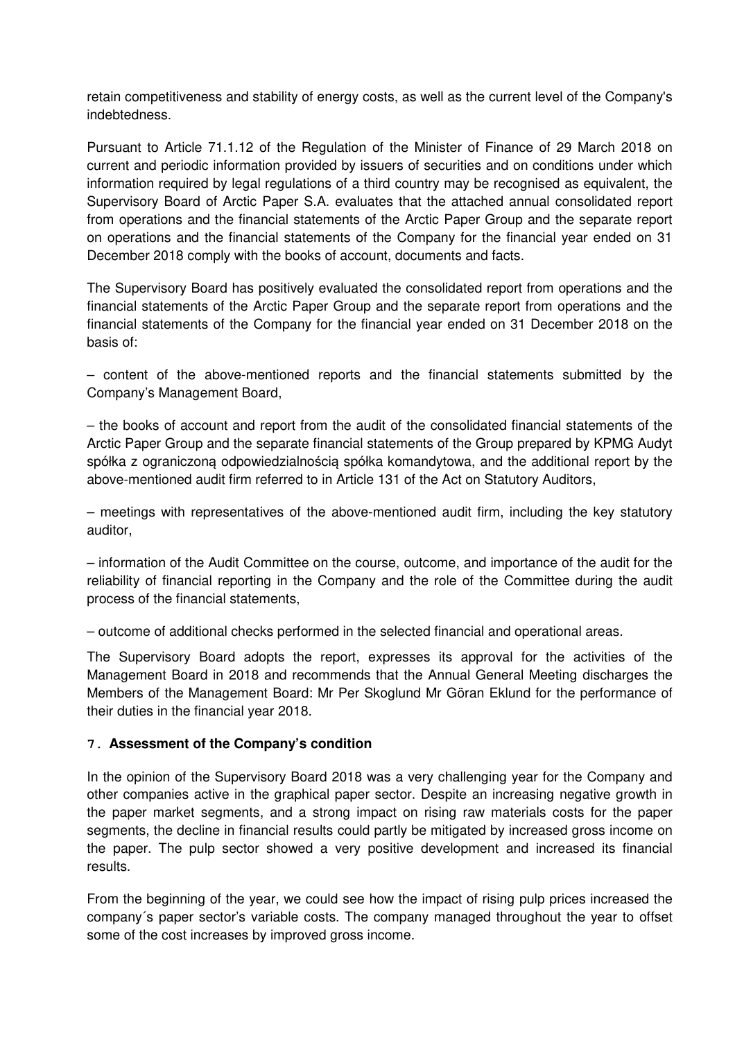retain competitiveness and stability of energy costs, as well as the current level of the Company's indebtedness.

Pursuant to Article 71.1.12 of the Regulation of the Minister of Finance of 29 March 2018 on current and periodic information provided by issuers of securities and on conditions under which information required by legal regulations of a third country may be recognised as equivalent, the Supervisory Board of Arctic Paper S.A. evaluates that the attached annual consolidated report from operations and the financial statements of the Arctic Paper Group and the separate report on operations and the financial statements of the Company for the financial year ended on 31 December 2018 comply with the books of account, documents and facts.

The Supervisory Board has positively evaluated the consolidated report from operations and the financial statements of the Arctic Paper Group and the separate report from operations and the financial statements of the Company for the financial year ended on 31 December 2018 on the basis of:

– content of the above-mentioned reports and the financial statements submitted by the Company's Management Board,

– the books of account and report from the audit of the consolidated financial statements of the Arctic Paper Group and the separate financial statements of the Group prepared by KPMG Audyt spółka z ograniczoną odpowiedzialnością spółka komandytowa, and the additional report by the above-mentioned audit firm referred to in Article 131 of the Act on Statutory Auditors,

– meetings with representatives of the above-mentioned audit firm, including the key statutory auditor,

– information of the Audit Committee on the course, outcome, and importance of the audit for the reliability of financial reporting in the Company and the role of the Committee during the audit process of the financial statements,

– outcome of additional checks performed in the selected financial and operational areas.

The Supervisory Board adopts the report, expresses its approval for the activities of the Management Board in 2018 and recommends that the Annual General Meeting discharges the Members of the Management Board: Mr Per Skoglund Mr Göran Eklund for the performance of their duties in the financial year 2018.

## 7. Assessment of the Company's condition

In the opinion of the Supervisory Board 2018 was a very challenging year for the Company and other companies active in the graphical paper sector. Despite an increasing negative growth in the paper market segments, and a strong impact on rising raw materials costs for the paper segments, the decline in financial results could partly be mitigated by increased gross income on the paper. The pulp sector showed a very positive development and increased its financial results.

From the beginning of the year, we could see how the impact of rising pulp prices increased the company´s paper sector's variable costs. The company managed throughout the year to offset some of the cost increases by improved gross income.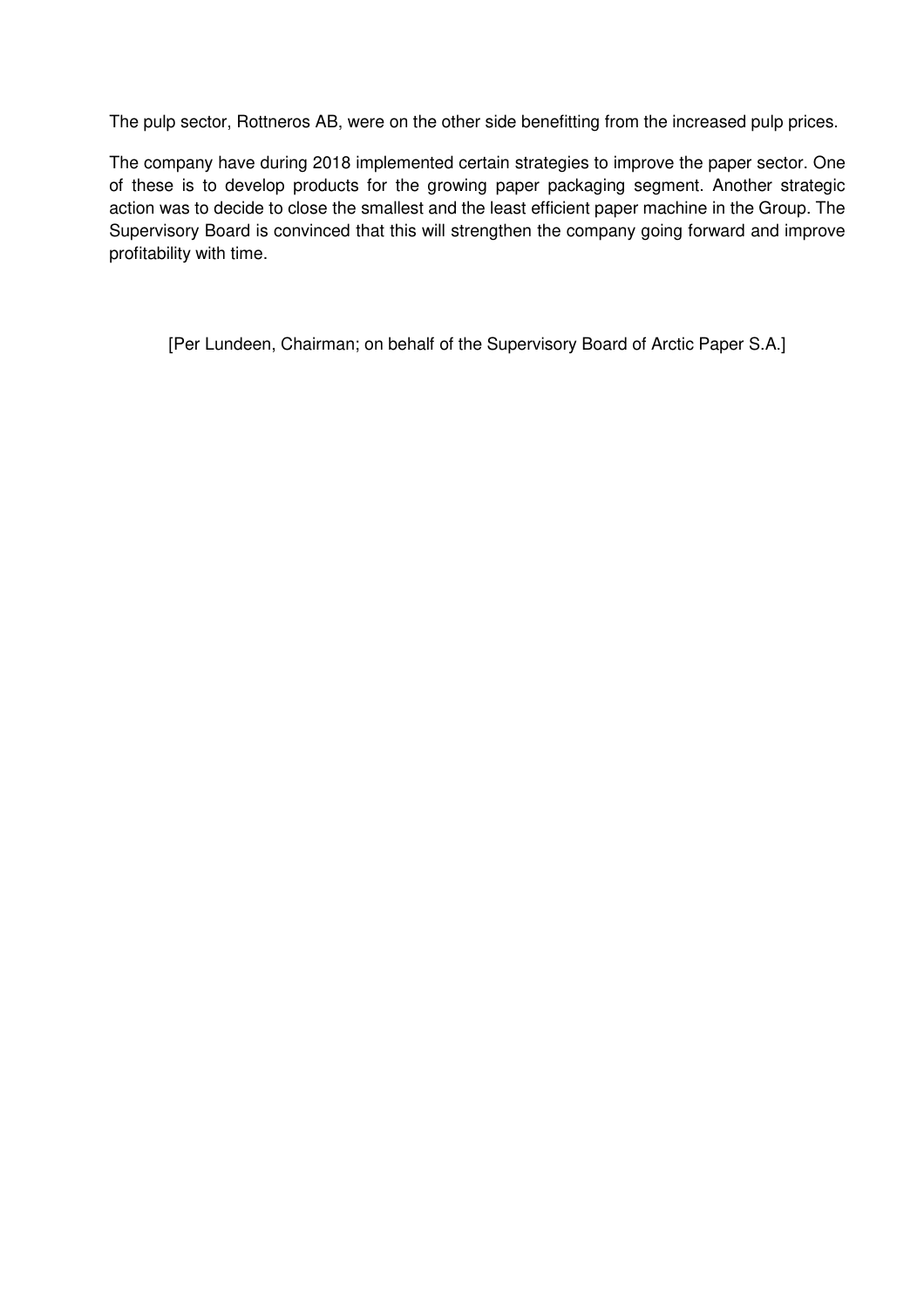The pulp sector, Rottneros AB, were on the other side benefitting from the increased pulp prices.

The company have during 2018 implemented certain strategies to improve the paper sector. One of these is to develop products for the growing paper packaging segment. Another strategic action was to decide to close the smallest and the least efficient paper machine in the Group. The Supervisory Board is convinced that this will strengthen the company going forward and improve profitability with time.

[Per Lundeen, Chairman; on behalf of the Supervisory Board of Arctic Paper S.A.]